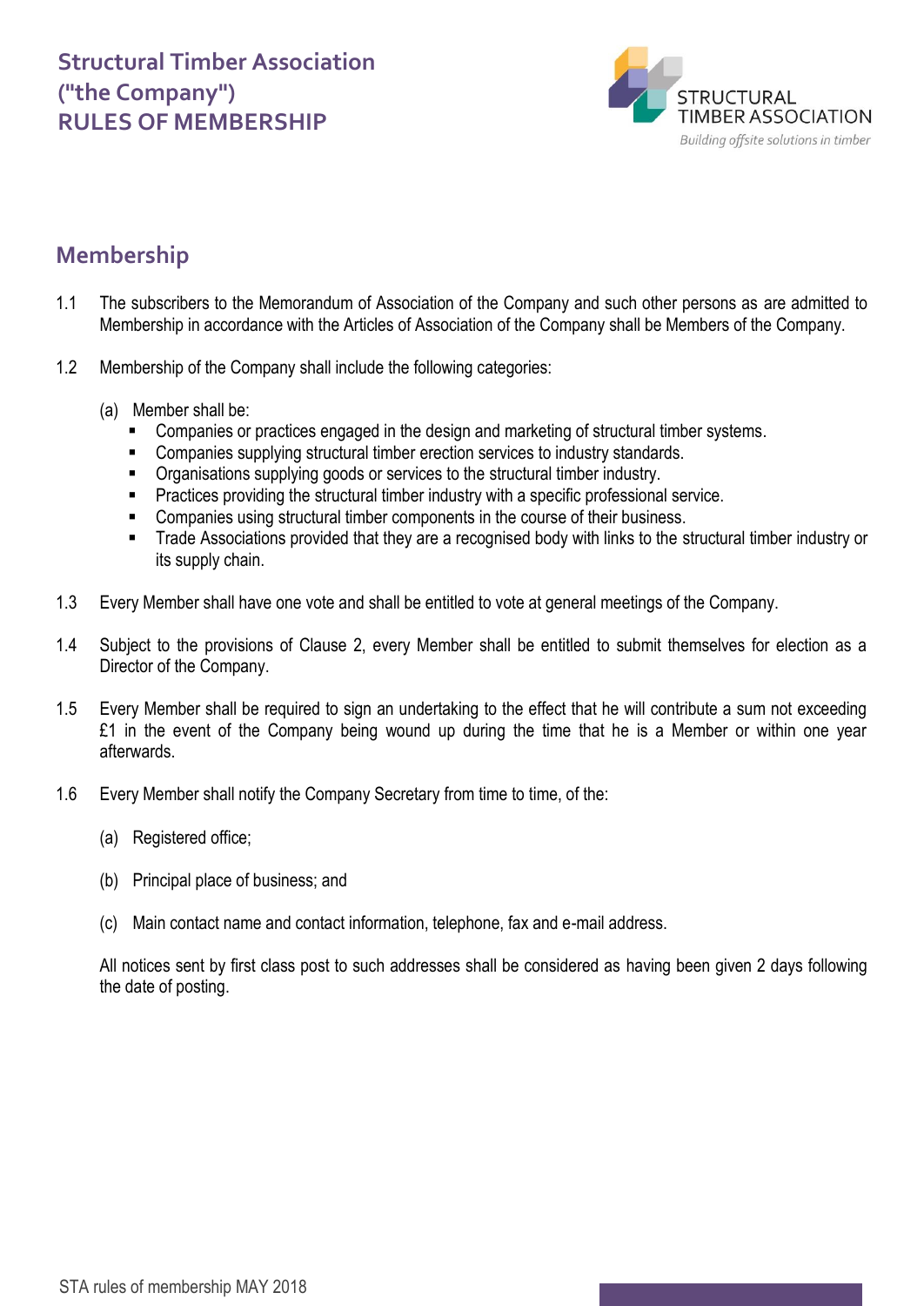# Structural Timber Association ("the Company") RULES OF MEMBERSHIP

STRUCTURAL TIMBER ASSOCIATION
*Building offsite solutions in timber*

## Membership

1.1 The subscribers to the Memorandum of Association of the Company and such other persons as are admitted to Membership in accordance with the Articles of Association of the Company shall be Members of the Company.

1.2 Membership of the Company shall include the following categories:

(a) Member shall be:

- Companies or practices engaged in the design and marketing of structural timber systems.
- Companies supplying structural timber erection services to industry standards.
- Organisations supplying goods or services to the structural timber industry.
- Practices providing the structural timber industry with a specific professional service.
- Companies using structural timber components in the course of their business.
- Trade Associations provided that they are a recognised body with links to the structural timber industry or its supply chain.

1.3 Every Member shall have one vote and shall be entitled to vote at general meetings of the Company.

1.4 Subject to the provisions of Clause 2, every Member shall be entitled to submit themselves for election as a Director of the Company.

1.5 Every Member shall be required to sign an undertaking to the effect that he will contribute a sum not exceeding £1 in the event of the Company being wound up during the time that he is a Member or within one year afterwards.

1.6 Every Member shall notify the Company Secretary from time to time, of the:

(a) Registered office;

(b) Principal place of business; and

(c) Main contact name and contact information, telephone, fax and e-mail address.

All notices sent by first class post to such addresses shall be considered as having been given 2 days following the date of posting.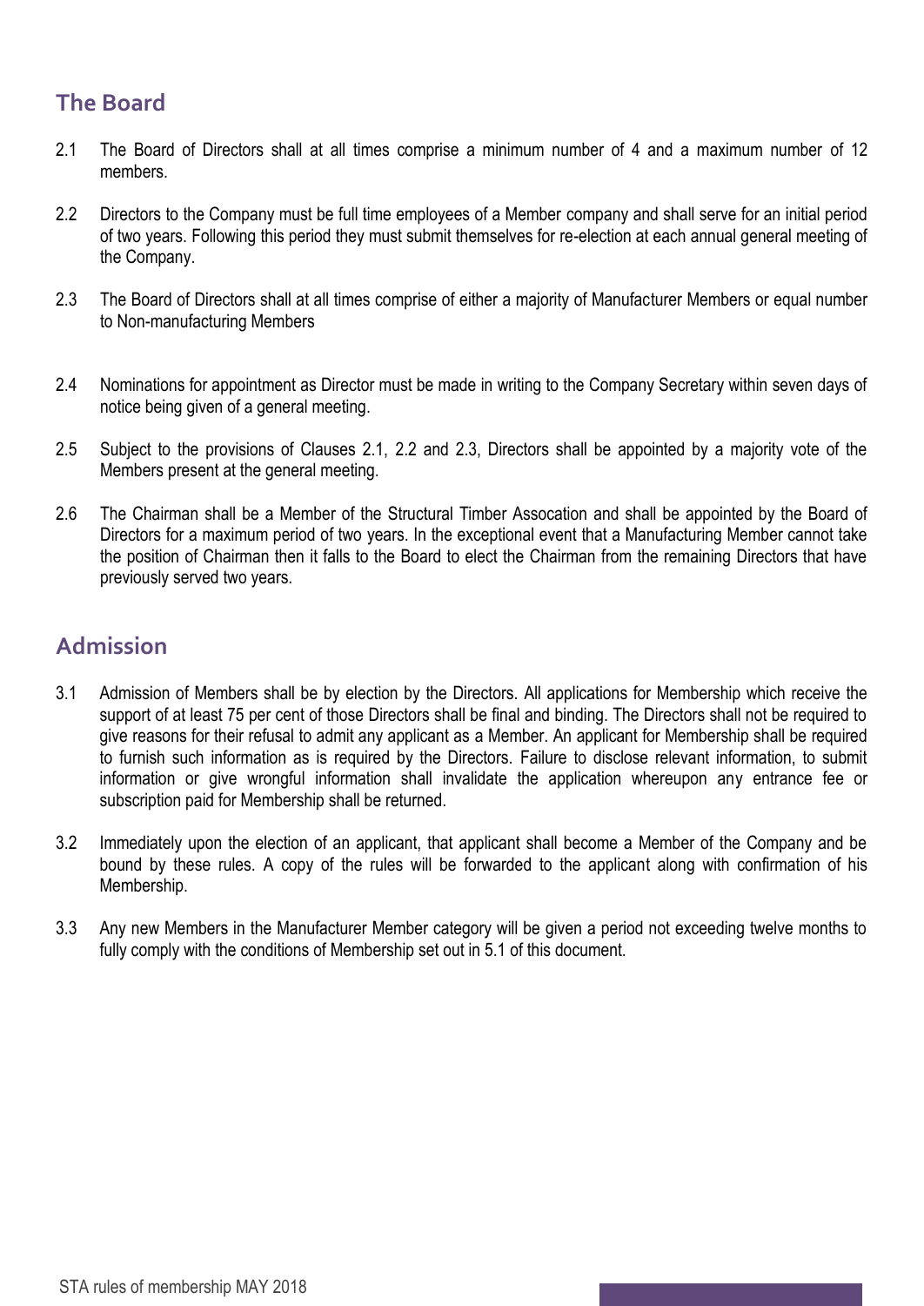## The Board

2.1 The Board of Directors shall at all times comprise a minimum number of 4 and a maximum number of 12 members.

2.2 Directors to the Company must be full time employees of a Member company and shall serve for an initial period of two years. Following this period they must submit themselves for re-election at each annual general meeting of the Company.

2.3 The Board of Directors shall at all times comprise of either a majority of Manufacturer Members or equal number to Non-manufacturing Members

2.4 Nominations for appointment as Director must be made in writing to the Company Secretary within seven days of notice being given of a general meeting.

2.5 Subject to the provisions of Clauses 2.1, 2.2 and 2.3, Directors shall be appointed by a majority vote of the Members present at the general meeting.

2.6 The Chairman shall be a Member of the Structural Timber Assocation and shall be appointed by the Board of Directors for a maximum period of two years. In the exceptional event that a Manufacturing Member cannot take the position of Chairman then it falls to the Board to elect the Chairman from the remaining Directors that have previously served two years.

## Admission

3.1 Admission of Members shall be by election by the Directors. All applications for Membership which receive the support of at least 75 per cent of those Directors shall be final and binding. The Directors shall not be required to give reasons for their refusal to admit any applicant as a Member. An applicant for Membership shall be required to furnish such information as is required by the Directors. Failure to disclose relevant information, to submit information or give wrongful information shall invalidate the application whereupon any entrance fee or subscription paid for Membership shall be returned.

3.2 Immediately upon the election of an applicant, that applicant shall become a Member of the Company and be bound by these rules. A copy of the rules will be forwarded to the applicant along with confirmation of his Membership.

3.3 Any new Members in the Manufacturer Member category will be given a period not exceeding twelve months to fully comply with the conditions of Membership set out in 5.1 of this document.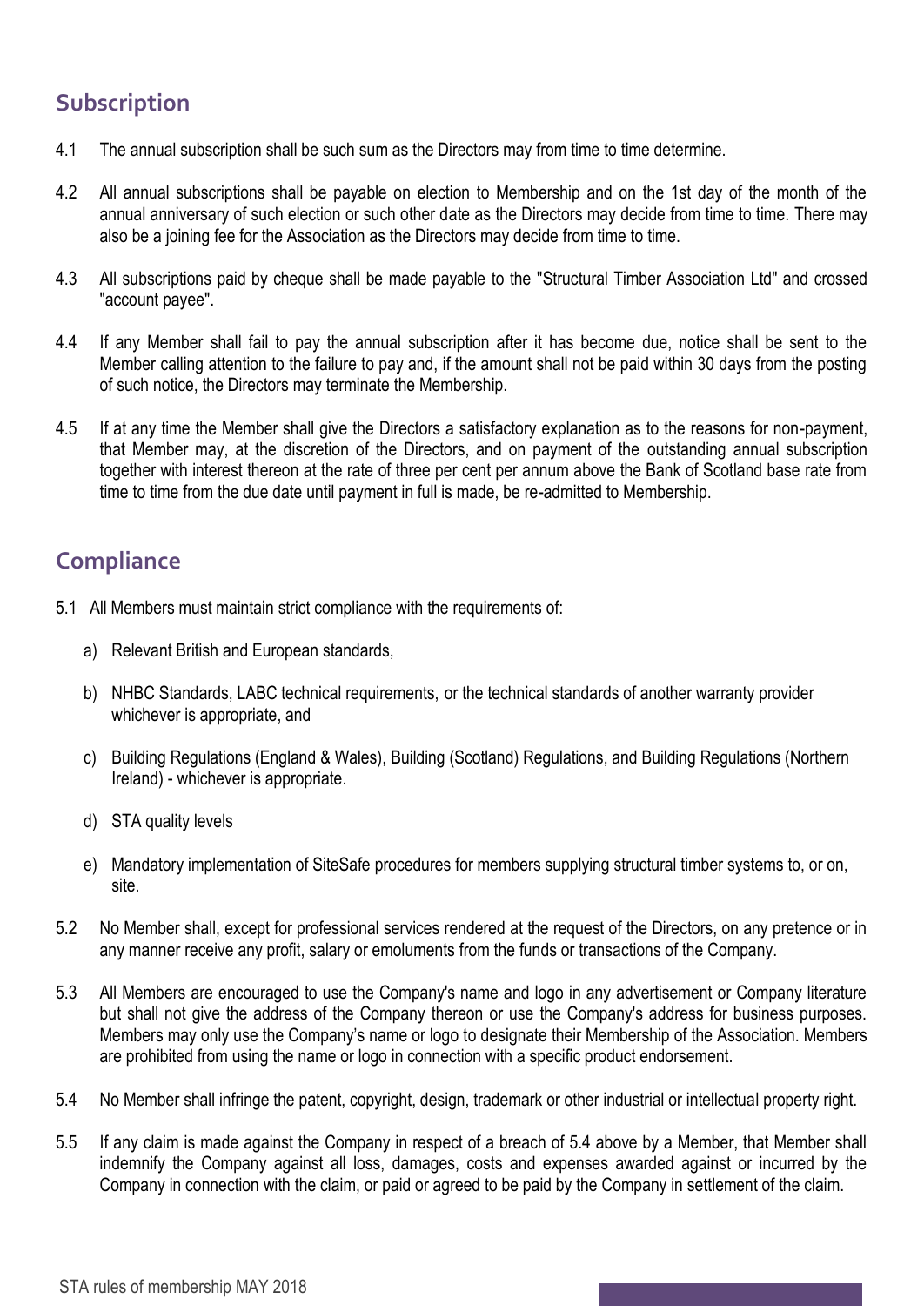## Subscription

4.1 The annual subscription shall be such sum as the Directors may from time to time determine.

4.2 All annual subscriptions shall be payable on election to Membership and on the 1st day of the month of the annual anniversary of such election or such other date as the Directors may decide from time to time. There may also be a joining fee for the Association as the Directors may decide from time to time.

4.3 All subscriptions paid by cheque shall be made payable to the "Structural Timber Association Ltd" and crossed "account payee".

4.4 If any Member shall fail to pay the annual subscription after it has become due, notice shall be sent to the Member calling attention to the failure to pay and, if the amount shall not be paid within 30 days from the posting of such notice, the Directors may terminate the Membership.

4.5 If at any time the Member shall give the Directors a satisfactory explanation as to the reasons for non-payment, that Member may, at the discretion of the Directors, and on payment of the outstanding annual subscription together with interest thereon at the rate of three per cent per annum above the Bank of Scotland base rate from time to time from the due date until payment in full is made, be re-admitted to Membership.

## Compliance

5.1 All Members must maintain strict compliance with the requirements of:

a) Relevant British and European standards,

b) NHBC Standards, LABC technical requirements, or the technical standards of another warranty provider whichever is appropriate, and

c) Building Regulations (England & Wales), Building (Scotland) Regulations, and Building Regulations (Northern Ireland) - whichever is appropriate.

d) STA quality levels

e) Mandatory implementation of SiteSafe procedures for members supplying structural timber systems to, or on, site.

5.2 No Member shall, except for professional services rendered at the request of the Directors, on any pretence or in any manner receive any profit, salary or emoluments from the funds or transactions of the Company.

5.3 All Members are encouraged to use the Company's name and logo in any advertisement or Company literature but shall not give the address of the Company thereon or use the Company's address for business purposes. Members may only use the Company's name or logo to designate their Membership of the Association. Members are prohibited from using the name or logo in connection with a specific product endorsement.

5.4 No Member shall infringe the patent, copyright, design, trademark or other industrial or intellectual property right.

5.5 If any claim is made against the Company in respect of a breach of 5.4 above by a Member, that Member shall indemnify the Company against all loss, damages, costs and expenses awarded against or incurred by the Company in connection with the claim, or paid or agreed to be paid by the Company in settlement of the claim.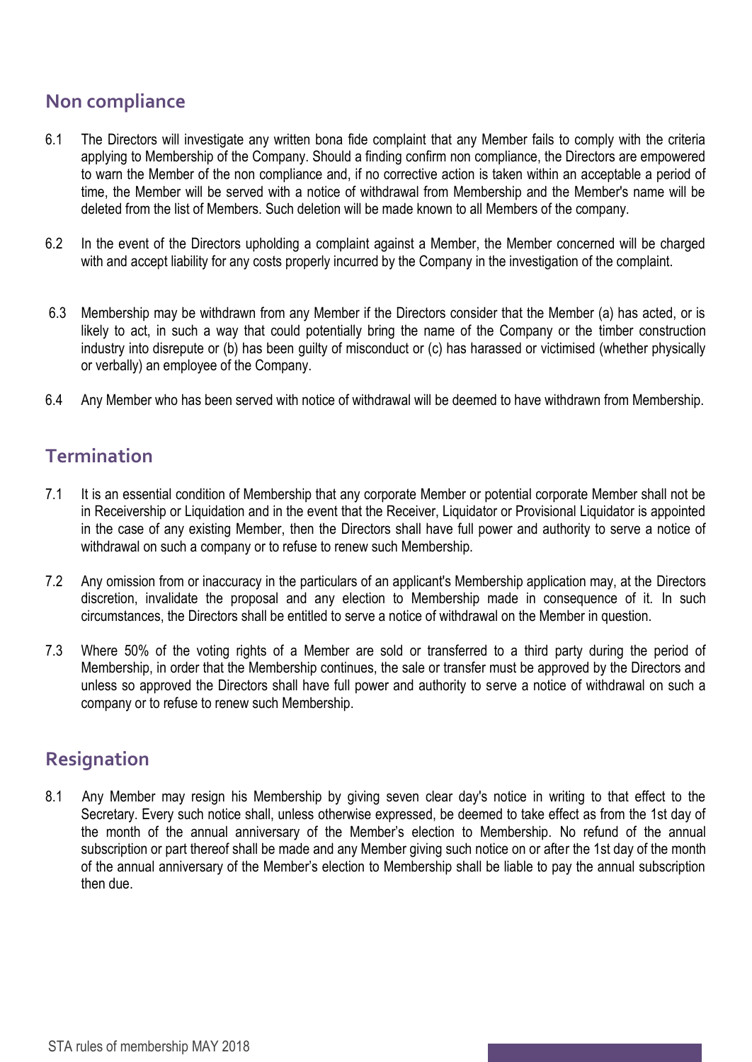## Non compliance

6.1 The Directors will investigate any written bona fide complaint that any Member fails to comply with the criteria applying to Membership of the Company. Should a finding confirm non compliance, the Directors are empowered to warn the Member of the non compliance and, if no corrective action is taken within an acceptable a period of time, the Member will be served with a notice of withdrawal from Membership and the Member's name will be deleted from the list of Members. Such deletion will be made known to all Members of the company.

6.2 In the event of the Directors upholding a complaint against a Member, the Member concerned will be charged with and accept liability for any costs properly incurred by the Company in the investigation of the complaint.

6.3 Membership may be withdrawn from any Member if the Directors consider that the Member (a) has acted, or is likely to act, in such a way that could potentially bring the name of the Company or the timber construction industry into disrepute or (b) has been guilty of misconduct or (c) has harassed or victimised (whether physically or verbally) an employee of the Company.

6.4 Any Member who has been served with notice of withdrawal will be deemed to have withdrawn from Membership.

## Termination

7.1 It is an essential condition of Membership that any corporate Member or potential corporate Member shall not be in Receivership or Liquidation and in the event that the Receiver, Liquidator or Provisional Liquidator is appointed in the case of any existing Member, then the Directors shall have full power and authority to serve a notice of withdrawal on such a company or to refuse to renew such Membership.

7.2 Any omission from or inaccuracy in the particulars of an applicant's Membership application may, at the Directors discretion, invalidate the proposal and any election to Membership made in consequence of it. In such circumstances, the Directors shall be entitled to serve a notice of withdrawal on the Member in question.

7.3 Where 50% of the voting rights of a Member are sold or transferred to a third party during the period of Membership, in order that the Membership continues, the sale or transfer must be approved by the Directors and unless so approved the Directors shall have full power and authority to serve a notice of withdrawal on such a company or to refuse to renew such Membership.

## Resignation

8.1 Any Member may resign his Membership by giving seven clear day's notice in writing to that effect to the Secretary. Every such notice shall, unless otherwise expressed, be deemed to take effect as from the 1st day of the month of the annual anniversary of the Member's election to Membership. No refund of the annual subscription or part thereof shall be made and any Member giving such notice on or after the 1st day of the month of the annual anniversary of the Member's election to Membership shall be liable to pay the annual subscription then due.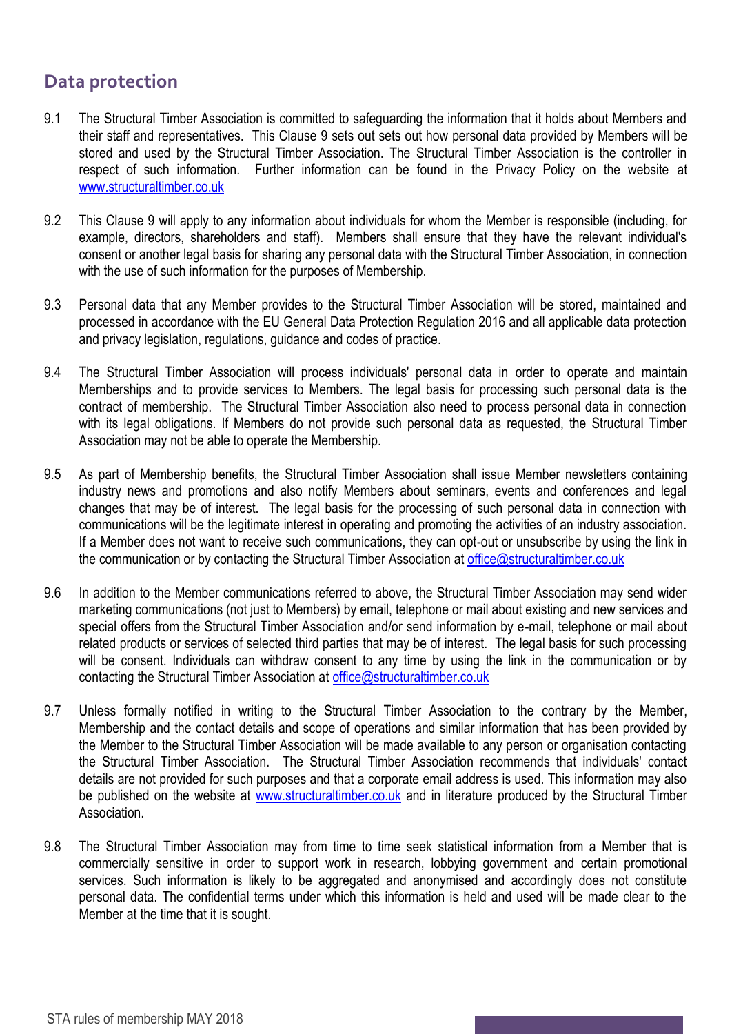## Data protection

9.1 The Structural Timber Association is committed to safeguarding the information that it holds about Members and their staff and representatives. This Clause 9 sets out sets out how personal data provided by Members will be stored and used by the Structural Timber Association. The Structural Timber Association is the controller in respect of such information. Further information can be found in the Privacy Policy on the website at www.structuraltimber.co.uk

9.2 This Clause 9 will apply to any information about individuals for whom the Member is responsible (including, for example, directors, shareholders and staff). Members shall ensure that they have the relevant individual's consent or another legal basis for sharing any personal data with the Structural Timber Association, in connection with the use of such information for the purposes of Membership.

9.3 Personal data that any Member provides to the Structural Timber Association will be stored, maintained and processed in accordance with the EU General Data Protection Regulation 2016 and all applicable data protection and privacy legislation, regulations, guidance and codes of practice.

9.4 The Structural Timber Association will process individuals' personal data in order to operate and maintain Memberships and to provide services to Members. The legal basis for processing such personal data is the contract of membership. The Structural Timber Association also need to process personal data in connection with its legal obligations. If Members do not provide such personal data as requested, the Structural Timber Association may not be able to operate the Membership.

9.5 As part of Membership benefits, the Structural Timber Association shall issue Member newsletters containing industry news and promotions and also notify Members about seminars, events and conferences and legal changes that may be of interest. The legal basis for the processing of such personal data in connection with communications will be the legitimate interest in operating and promoting the activities of an industry association. If a Member does not want to receive such communications, they can opt-out or unsubscribe by using the link in the communication or by contacting the Structural Timber Association at office@structuraltimber.co.uk

9.6 In addition to the Member communications referred to above, the Structural Timber Association may send wider marketing communications (not just to Members) by email, telephone or mail about existing and new services and special offers from the Structural Timber Association and/or send information by e-mail, telephone or mail about related products or services of selected third parties that may be of interest. The legal basis for such processing will be consent. Individuals can withdraw consent to any time by using the link in the communication or by contacting the Structural Timber Association at office@structuraltimber.co.uk

9.7 Unless formally notified in writing to the Structural Timber Association to the contrary by the Member, Membership and the contact details and scope of operations and similar information that has been provided by the Member to the Structural Timber Association will be made available to any person or organisation contacting the Structural Timber Association. The Structural Timber Association recommends that individuals' contact details are not provided for such purposes and that a corporate email address is used. This information may also be published on the website at www.structuraltimber.co.uk and in literature produced by the Structural Timber Association.

9.8 The Structural Timber Association may from time to time seek statistical information from a Member that is commercially sensitive in order to support work in research, lobbying government and certain promotional services. Such information is likely to be aggregated and anonymised and accordingly does not constitute personal data. The confidential terms under which this information is held and used will be made clear to the Member at the time that it is sought.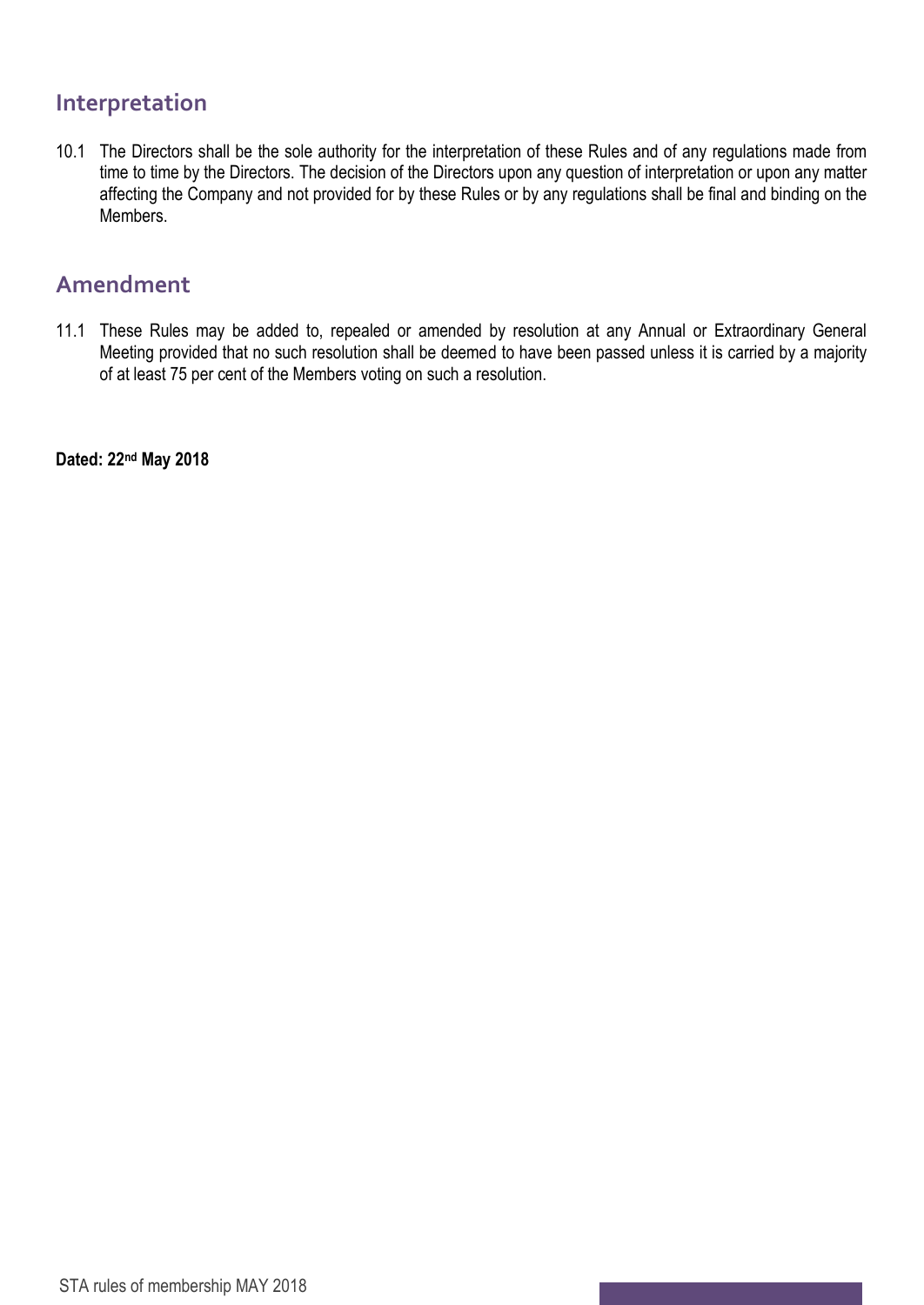## Interpretation

10.1 The Directors shall be the sole authority for the interpretation of these Rules and of any regulations made from time to time by the Directors. The decision of the Directors upon any question of interpretation or upon any matter affecting the Company and not provided for by these Rules or by any regulations shall be final and binding on the Members.

## Amendment

11.1 These Rules may be added to, repealed or amended by resolution at any Annual or Extraordinary General Meeting provided that no such resolution shall be deemed to have been passed unless it is carried by a majority of at least 75 per cent of the Members voting on such a resolution.

**Dated: 22nd May 2018**